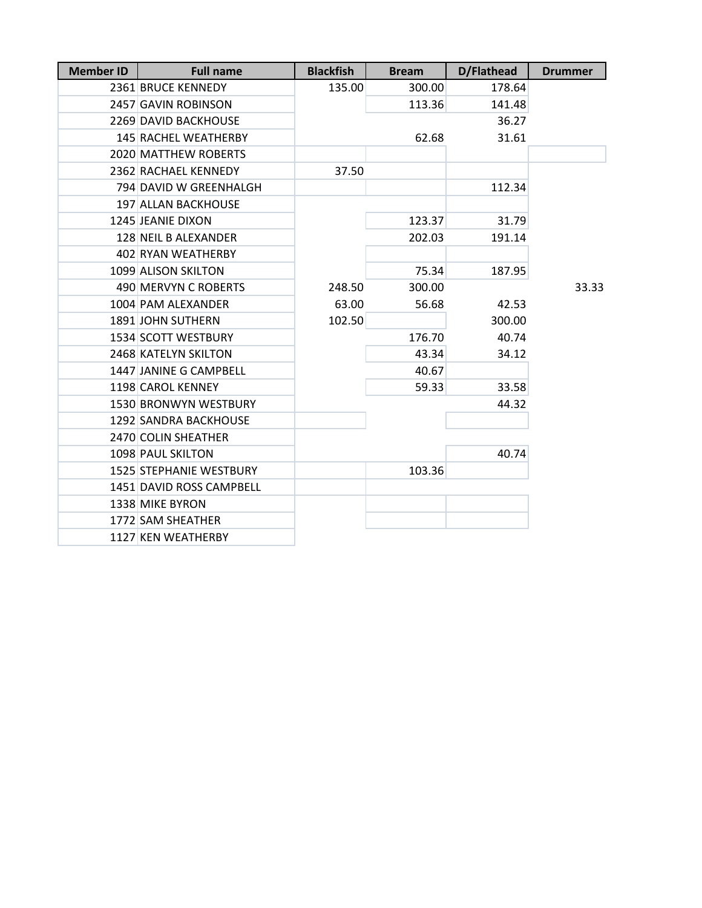| Member ID | Full name | Blackfish | Bream | D/Flathead | Drummer |
|---|---|---|---|---|---|
| 2361 | BRUCE KENNEDY | 135.00 | 300.00 | 178.64 | |
| 2457 | GAVIN ROBINSON | | 113.36 | 141.48 | |
| 2269 | DAVID BACKHOUSE | | | 36.27 | |
| 145 | RACHEL WEATHERBY | | 62.68 | 31.61 | |
| 2020 | MATTHEW ROBERTS | | | | |
| 2362 | RACHAEL KENNEDY | 37.50 | | | |
| 794 | DAVID W GREENHALGH | | | 112.34 | |
| 197 | ALLAN BACKHOUSE | | | | |
| 1245 | JEANIE DIXON | | 123.37 | 31.79 | |
| 128 | NEIL B ALEXANDER | | 202.03 | 191.14 | |
| 402 | RYAN WEATHERBY | | | | |
| 1099 | ALISON SKILTON | | 75.34 | 187.95 | |
| 490 | MERVYN C ROBERTS | 248.50 | 300.00 | | 33.33 |
| 1004 | PAM ALEXANDER | 63.00 | 56.68 | 42.53 | |
| 1891 | JOHN SUTHERN | 102.50 | | 300.00 | |
| 1534 | SCOTT WESTBURY | | 176.70 | 40.74 | |
| 2468 | KATELYN SKILTON | | 43.34 | 34.12 | |
| 1447 | JANINE G CAMPBELL | | 40.67 | | |
| 1198 | CAROL KENNEY | | 59.33 | 33.58 | |
| 1530 | BRONWYN WESTBURY | | | 44.32 | |
| 1292 | SANDRA BACKHOUSE | | | | |
| 2470 | COLIN SHEATHER | | | | |
| 1098 | PAUL SKILTON | | | 40.74 | |
| 1525 | STEPHANIE WESTBURY | | 103.36 | | |
| 1451 | DAVID ROSS CAMPBELL | | | | |
| 1338 | MIKE BYRON | | | | |
| 1772 | SAM SHEATHER | | | | |
| 1127 | KEN WEATHERBY | | | | |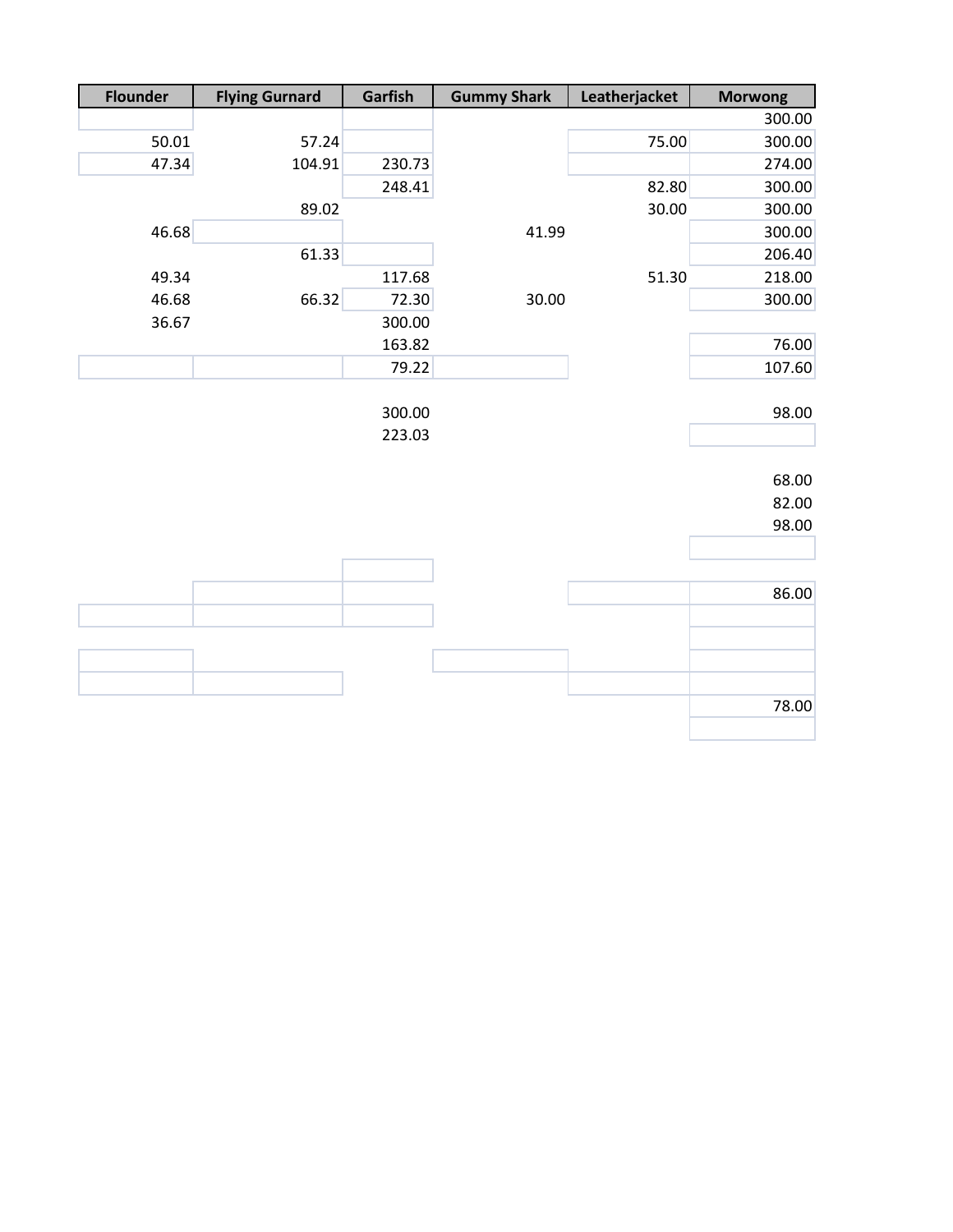| Flounder | Flying Gurnard | Garfish | Gummy Shark | Leatherjacket | Morwong |
|---|---|---|---|---|---|
| | | | | | 300.00 |
| 50.01 | 57.24 | | | 75.00 | 300.00 |
| 47.34 | 104.91 | 230.73 | | | 274.00 |
| | | 248.41 | | 82.80 | 300.00 |
| | 89.02 | | | 30.00 | 300.00 |
| 46.68 | | | 41.99 | | 300.00 |
| | 61.33 | | | | 206.40 |
| 49.34 | | 117.68 | | 51.30 | 218.00 |
| 46.68 | 66.32 | 72.30 | 30.00 | | 300.00 |
| 36.67 | | 300.00 | | | |
| | | 163.82 | | | 76.00 |
| | | 79.22 | | | 107.60 |
| | | | | | |
| | | 300.00 | | | 98.00 |
| | | 223.03 | | | |
| | | | | | |
| | | | | | 68.00 |
| | | | | | 82.00 |
| | | | | | 98.00 |
| | | | | | |
| | | | | | |
| | | | | | 86.00 |
| | | | | | |
| | | | | | |
| | | | | | |
| | | | | | |
| | | | | | 78.00 |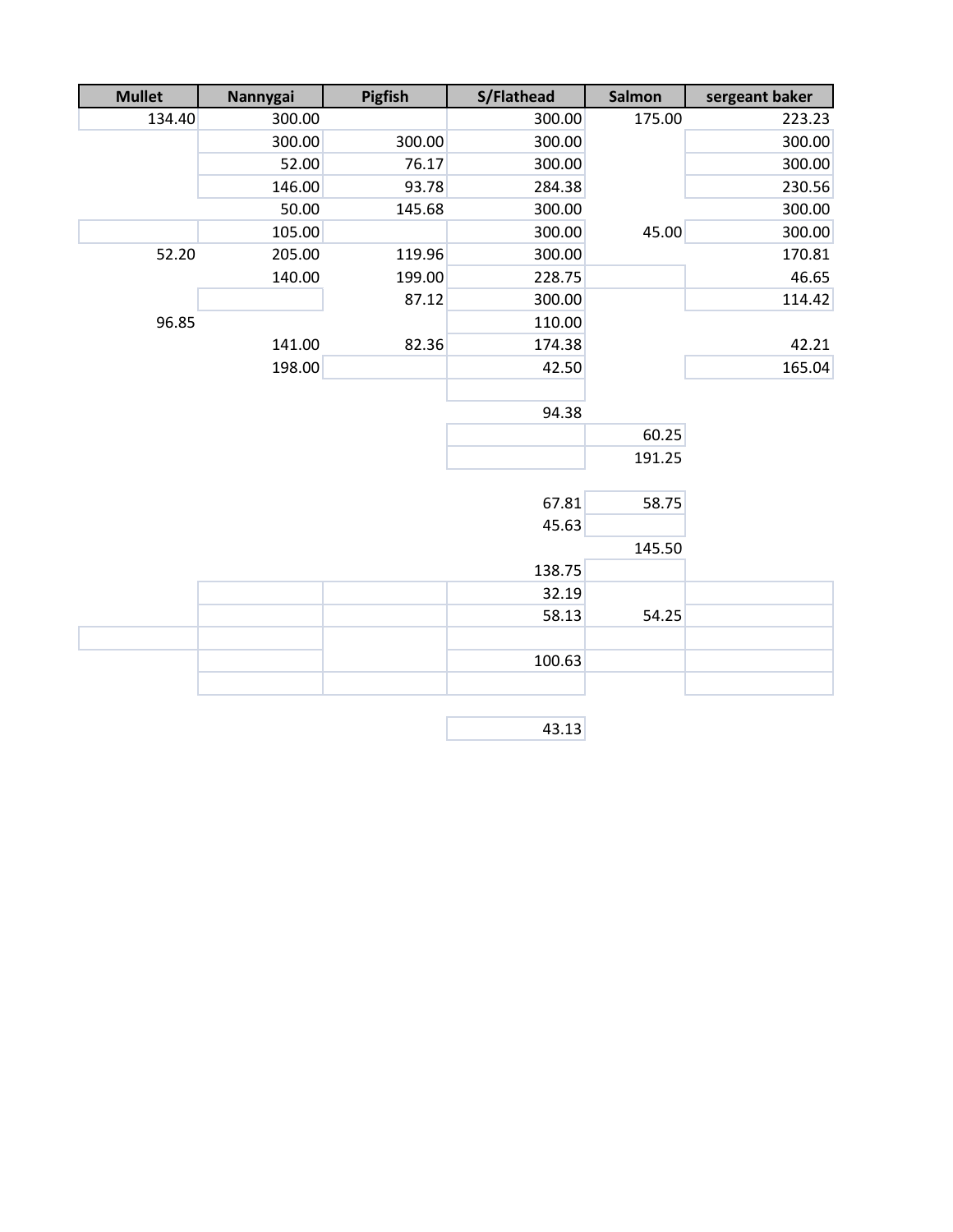| Mullet | Nannygai | Pigfish | S/Flathead | Salmon | sergeant baker |
|---|---|---|---|---|---|
| 134.40 | 300.00 | | 300.00 | 175.00 | 223.23 |
| | 300.00 | 300.00 | 300.00 | | 300.00 |
| | 52.00 | 76.17 | 300.00 | | 300.00 |
| | 146.00 | 93.78 | 284.38 | | 230.56 |
| | 50.00 | 145.68 | 300.00 | | 300.00 |
| | 105.00 | | 300.00 | 45.00 | 300.00 |
| 52.20 | 205.00 | 119.96 | 300.00 | | 170.81 |
| | 140.00 | 199.00 | 228.75 | | 46.65 |
| | | 87.12 | 300.00 | | 114.42 |
| 96.85 | | | 110.00 | | |
| | 141.00 | 82.36 | 174.38 | | 42.21 |
| | 198.00 | | 42.50 | | 165.04 |
| | | | | | |
| | | | 94.38 | | |
| | | | | 60.25 | |
| | | | | 191.25 | |
| | | | | | |
| | | | 67.81 | 58.75 | |
| | | | 45.63 | | |
| | | | | 145.50 | |
| | | | 138.75 | | |
| | | | 32.19 | | |
| | | | 58.13 | 54.25 | |
| | | | | | |
| | | | 100.63 | | |
| | | | | | |
| | | | | | |
| | | | 43.13 | | |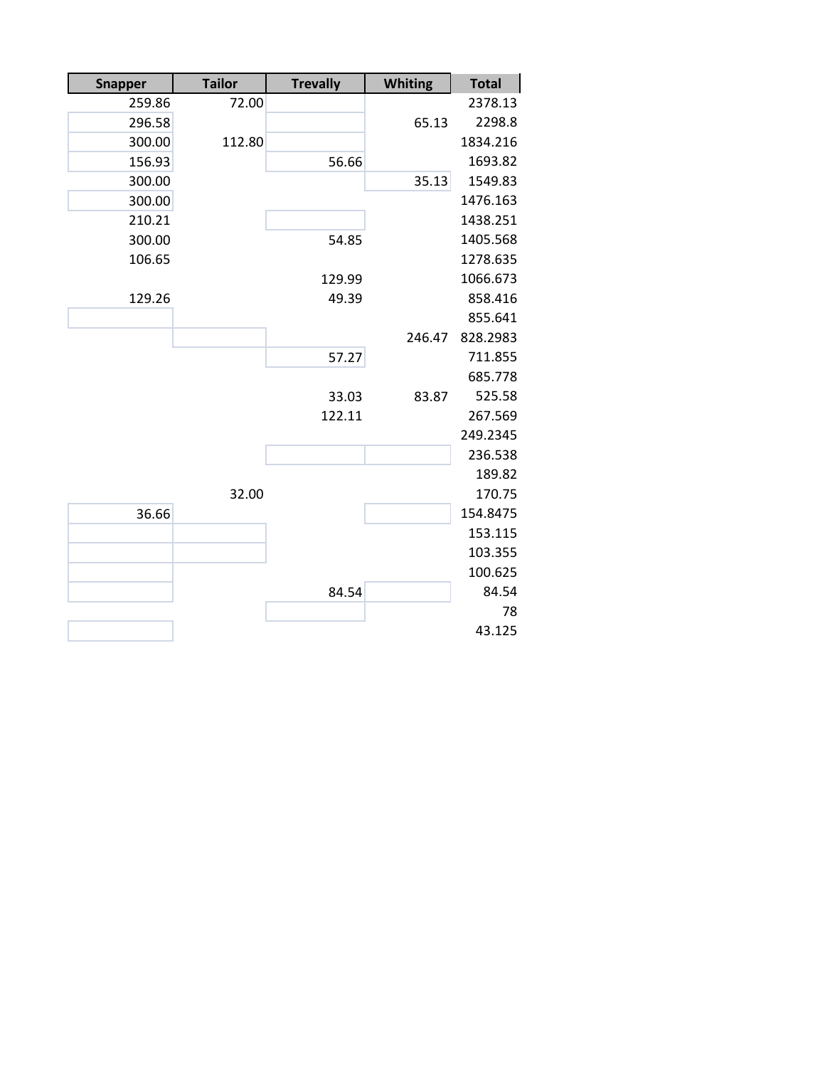| Snapper | Tailor | Trevally | Whiting | Total |
|---|---|---|---|---|
| 259.86 | 72.00 | | | 2378.13 |
| 296.58 | | | 65.13 | 2298.8 |
| 300.00 | 112.80 | | | 1834.216 |
| 156.93 | | 56.66 | | 1693.82 |
| 300.00 | | | 35.13 | 1549.83 |
| 300.00 | | | | 1476.163 |
| 210.21 | | | | 1438.251 |
| 300.00 | | 54.85 | | 1405.568 |
| 106.65 | | | | 1278.635 |
| | | 129.99 | | 1066.673 |
| 129.26 | | 49.39 | | 858.416 |
| | | | | 855.641 |
| | | | 246.47 | 828.2983 |
| | | 57.27 | | 711.855 |
| | | | | 685.778 |
| | | 33.03 | 83.87 | 525.58 |
| | | 122.11 | | 267.569 |
| | | | | 249.2345 |
| | | | | 236.538 |
| | | | | 189.82 |
| | 32.00 | | | 170.75 |
| 36.66 | | | | 154.8475 |
| | | | | 153.115 |
| | | | | 103.355 |
| | | | | 100.625 |
| | | 84.54 | | 84.54 |
| | | | | 78 |
| | | | | 43.125 |